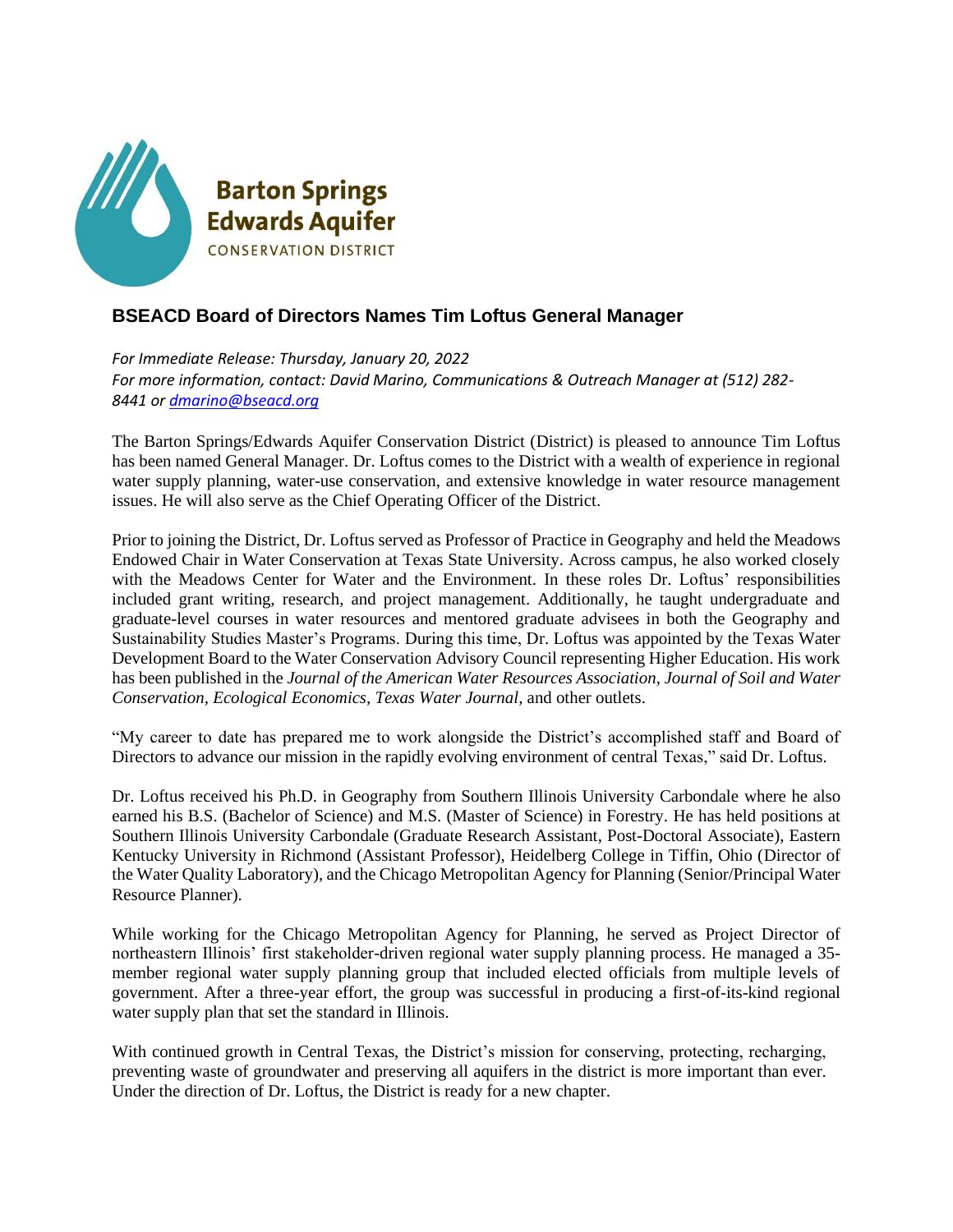Barton Springs
Edwards Aquifer
CONSERVATION DISTRICT

## BSEACD Board of Directors Names Tim Loftus General Manager

*For Immediate Release: Thursday, January 20, 2022*
*For more information, contact: David Marino, Communications & Outreach Manager at (512) 282-8441 or [dmarino@bseacd.org](mailto:dmarino@bseacd.org)*

The Barton Springs/Edwards Aquifer Conservation District (District) is pleased to announce Tim Loftus has been named General Manager. Dr. Loftus comes to the District with a wealth of experience in regional water supply planning, water-use conservation, and extensive knowledge in water resource management issues. He will also serve as the Chief Operating Officer of the District.

Prior to joining the District, Dr. Loftus served as Professor of Practice in Geography and held the Meadows Endowed Chair in Water Conservation at Texas State University. Across campus, he also worked closely with the Meadows Center for Water and the Environment. In these roles Dr. Loftus' responsibilities included grant writing, research, and project management. Additionally, he taught undergraduate and graduate-level courses in water resources and mentored graduate advisees in both the Geography and Sustainability Studies Master's Programs. During this time, Dr. Loftus was appointed by the Texas Water Development Board to the Water Conservation Advisory Council representing Higher Education. His work has been published in the *Journal of the American Water Resources Association, Journal of Soil and Water Conservation, Ecological Economics, Texas Water Journal,* and other outlets.

"My career to date has prepared me to work alongside the District's accomplished staff and Board of Directors to advance our mission in the rapidly evolving environment of central Texas," said Dr. Loftus.

Dr. Loftus received his Ph.D. in Geography from Southern Illinois University Carbondale where he also earned his B.S. (Bachelor of Science) and M.S. (Master of Science) in Forestry. He has held positions at Southern Illinois University Carbondale (Graduate Research Assistant, Post-Doctoral Associate), Eastern Kentucky University in Richmond (Assistant Professor), Heidelberg College in Tiffin, Ohio (Director of the Water Quality Laboratory), and the Chicago Metropolitan Agency for Planning (Senior/Principal Water Resource Planner).

While working for the Chicago Metropolitan Agency for Planning, he served as Project Director of northeastern Illinois' first stakeholder-driven regional water supply planning process. He managed a 35-member regional water supply planning group that included elected officials from multiple levels of government. After a three-year effort, the group was successful in producing a first-of-its-kind regional water supply plan that set the standard in Illinois.

With continued growth in Central Texas, the District's mission for conserving, protecting, recharging, preventing waste of groundwater and preserving all aquifers in the district is more important than ever. Under the direction of Dr. Loftus, the District is ready for a new chapter.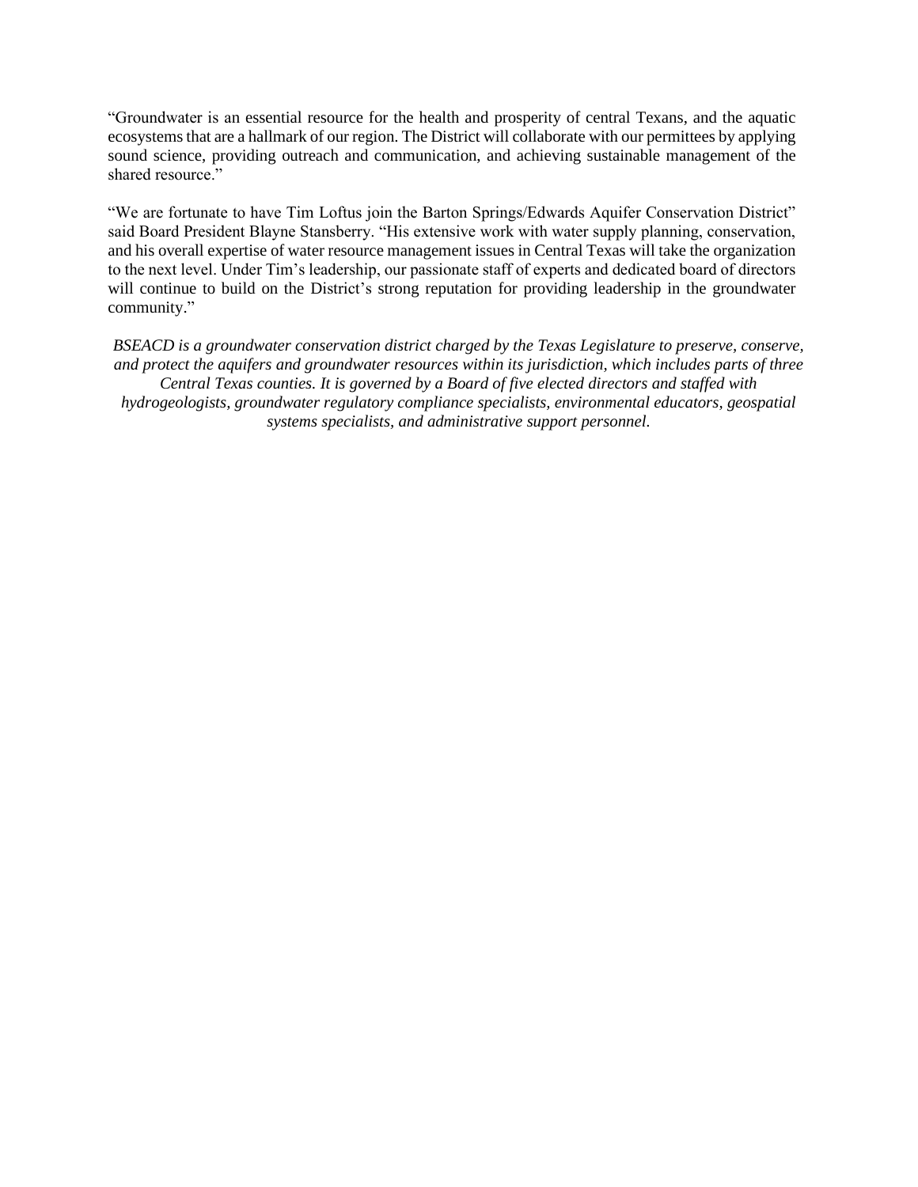"Groundwater is an essential resource for the health and prosperity of central Texans, and the aquatic ecosystems that are a hallmark of our region. The District will collaborate with our permittees by applying sound science, providing outreach and communication, and achieving sustainable management of the shared resource."

"We are fortunate to have Tim Loftus join the Barton Springs/Edwards Aquifer Conservation District" said Board President Blayne Stansberry. "His extensive work with water supply planning, conservation, and his overall expertise of water resource management issues in Central Texas will take the organization to the next level. Under Tim's leadership, our passionate staff of experts and dedicated board of directors will continue to build on the District's strong reputation for providing leadership in the groundwater community."

*BSEACD is a groundwater conservation district charged by the Texas Legislature to preserve, conserve, and protect the aquifers and groundwater resources within its jurisdiction, which includes parts of three Central Texas counties. It is governed by a Board of five elected directors and staffed with hydrogeologists, groundwater regulatory compliance specialists, environmental educators, geospatial systems specialists, and administrative support personnel.*